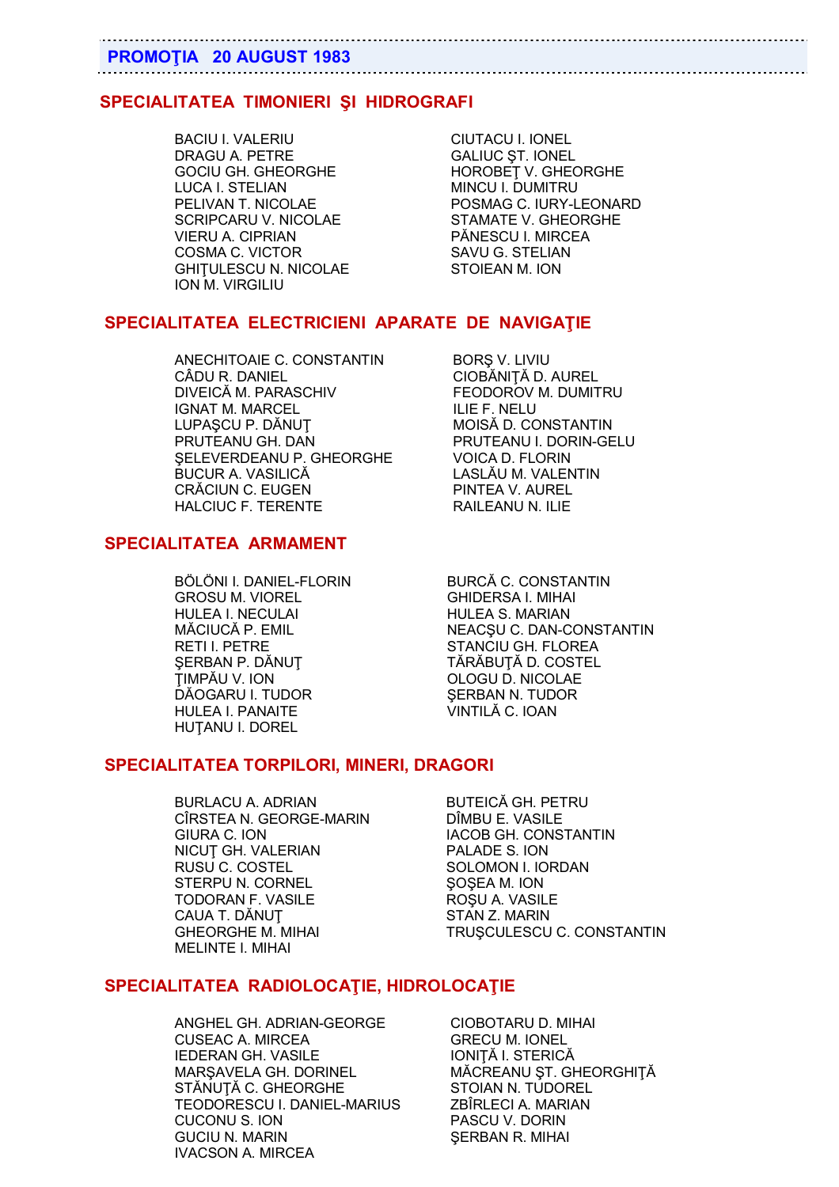## PROMOŢIA 20 AUGUST 1983

### SPECIALITATEA TIMONIERI ŞI HIDROGRAFI

BACIU I. VALERIU
DRAGU A. PETRE
GOCIU GH. GHEORGHE
LUCA I. STELIAN
PELIVAN T. NICOLAE
SCRIPCARU V. NICOLAE
VIERU A. CIPRIAN
COSMA C. VICTOR
GHIŢULESCU N. NICOLAE
ION M. VIRGILIU
CIUTACU I. IONEL
GALIUC ŞT. IONEL
HOROBEŢ V. GHEORGHE
MINCU I. DUMITRU
POSMAG C. IURY-LEONARD
STAMATE V. GHEORGHE
PĂNESCU I. MIRCEA
SAVU G. STELIAN
STOIEAN M. ION

### SPECIALITATEA ELECTRICIENI APARATE DE NAVIGAŢIE

ANECHITOAIE C. CONSTANTIN
CÂDU R. DANIEL
DIVEICĂ M. PARASCHIV
IGNAT M. MARCEL
LUPAŞCU P. DĂNUŢ
PRUTEANU GH. DAN
ŞELEVERDEANU P. GHEORGHE
BUCUR A. VASILICĂ
CRĂCIUN C. EUGEN
HALCIUC F. TERENTE
BORŞ V. LIVIU
CIOBĂNIŢĂ D. AUREL
FEODOROV M. DUMITRU
ILIE F. NELU
MOISĂ D. CONSTANTIN
PRUTEANU I. DORIN-GELU
VOICA D. FLORIN
LASLĂU M. VALENTIN
PINTEA V. AUREL
RAILEANU N. ILIE

### SPECIALITATEA ARMAMENT

BÖLÖNI I. DANIEL-FLORIN
GROSU M. VIOREL
HULEA I. NECULAI
MĂCIUCĂ P. EMIL
RETI I. PETRE
ŞERBAN P. DĂNUŢ
ŢIMPĂU V. ION
DĂOGARU I. TUDOR
HULEA I. PANAITE
HUŢANU I. DOREL
BURCĂ C. CONSTANTIN
GHIDERSA I. MIHAI
HULEA S. MARIAN
NEACŞU C. DAN-CONSTANTIN
STANCIU GH. FLOREA
TĂRĂBUŢĂ D. COSTEL
OLOGU D. NICOLAE
ŞERBAN N. TUDOR
VINTILĂ C. IOAN

### SPECIALITATEA TORPILORI, MINERI, DRAGORI

BURLACU A. ADRIAN
CÎRSTEA N. GEORGE-MARIN
GIURA C. ION
NICUŢ GH. VALERIAN
RUSU C. COSTEL
STERPU N. CORNEL
TODORAN F. VASILE
CAUA T. DĂNUŢ
GHEORGHE M. MIHAI
MELINTE I. MIHAI
BUTEICĂ GH. PETRU
DÎMBU E. VASILE
IACOB GH. CONSTANTIN
PALADE S. ION
SOLOMON I. IORDAN
ŞOŞEA M. ION
ROŞU A. VASILE
STAN Z. MARIN
TRUŞCULESCU C. CONSTANTIN

### SPECIALITATEA RADIOLOCAŢIE, HIDROLOCAŢIE

ANGHEL GH. ADRIAN-GEORGE
CUSEAC A. MIRCEA
IEDERAN GH. VASILE
MARŞAVELA GH. DORINEL
STĂNUŢĂ C. GHEORGHE
TEODORESCU I. DANIEL-MARIUS
CUCONU S. ION
GUCIU N. MARIN
IVACSON A. MIRCEA
CIOBOTARU D. MIHAI
GRECU M. IONEL
IONIŢĂ I. STERICĂ
MĂCREANU ŞT. GHEORGHIŢĂ
STOIAN N. TUDOREL
ZBÎRLECI A. MARIAN
PASCU V. DORIN
ŞERBAN R. MIHAI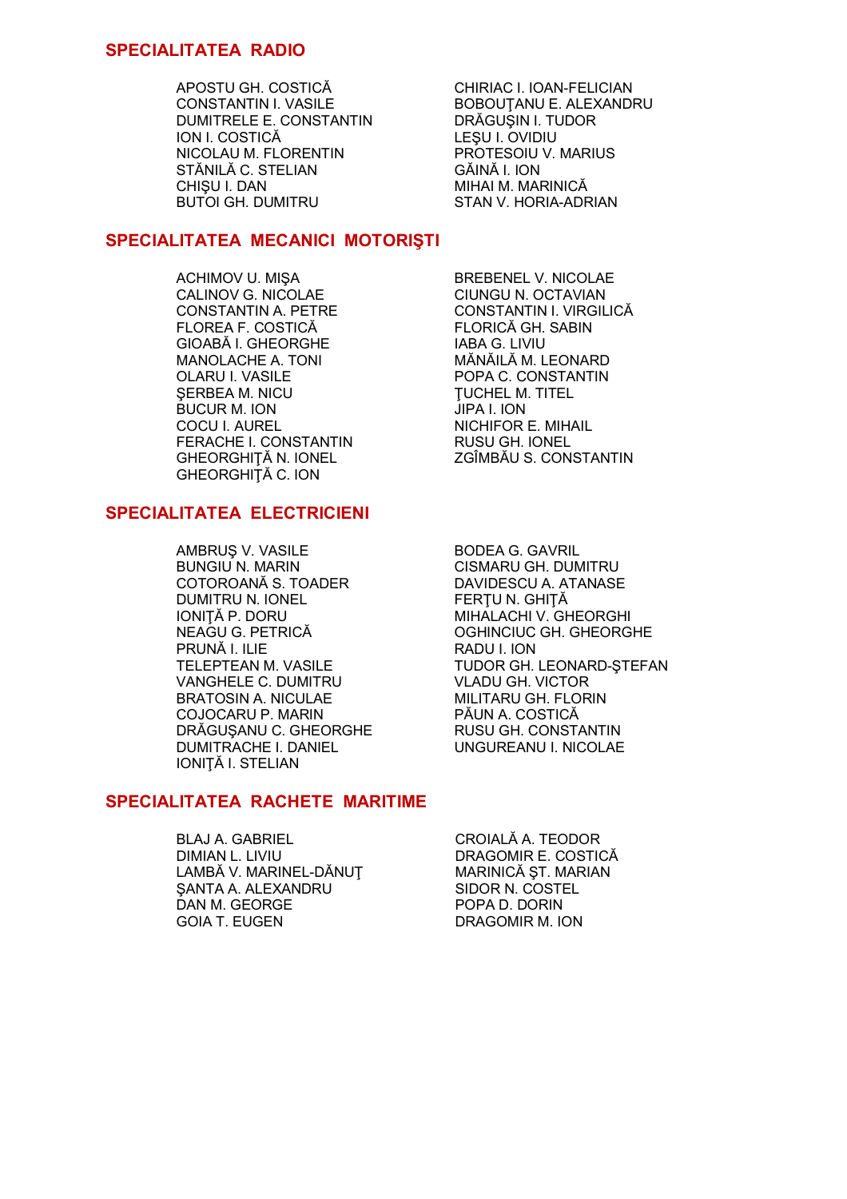## SPECIALITATEA RADIO

APOSTU GH. COSTICĂ
CONSTANTIN I. VASILE
DUMITRELE E. CONSTANTIN
ION I. COSTICĂ
NICOLAU M. FLORENTIN
STĂNILĂ C. STELIAN
CHIŞU I. DAN
BUTOI GH. DUMITRU
CHIRIAC I. IOAN-FELICIAN
BOBOUŢANU E. ALEXANDRU
DRĂGUŞIN I. TUDOR
LEŞU I. OVIDIU
PROTESOIU V. MARIUS
GĂINĂ I. ION
MIHAI M. MARINICĂ
STAN V. HORIA-ADRIAN

## SPECIALITATEA MECANICI MOTORIŞTI

ACHIMOV U. MIŞA
CALINOV G. NICOLAE
CONSTANTIN A. PETRE
FLOREA F. COSTICĂ
GIOABĂ I. GHEORGHE
MANOLACHE A. TONI
OLARU I. VASILE
ŞERBEA M. NICU
BUCUR M. ION
COCU I. AUREL
FERACHE I. CONSTANTIN
GHEORGHIŢĂ N. IONEL
GHEORGHIŢĂ C. ION
BREBENEL V. NICOLAE
CIUNGU N. OCTAVIAN
CONSTANTIN I. VIRGILICĂ
FLORICĂ GH. SABIN
IABA G. LIVIU
MĂNĂILĂ M. LEONARD
POPA C. CONSTANTIN
ŢUCHEL M. TITEL
JIPA I. ION
NICHIFOR E. MIHAIL
RUSU GH. IONEL
ZGÎMBĂU S. CONSTANTIN

## SPECIALITATEA ELECTRICIENI

AMBRUŞ V. VASILE
BUNGIU N. MARIN
COTOROANĂ S. TOADER
DUMITRU N. IONEL
IONIŢĂ P. DORU
NEAGU G. PETRICĂ
PRUNĂ I. ILIE
TELEPTEAN M. VASILE
VANGHELE C. DUMITRU
BRATOSIN A. NICULAE
COJOCARU P. MARIN
DRĂGUŞANU C. GHEORGHE
DUMITRACHE I. DANIEL
IONIŢĂ I. STELIAN
BODEA G. GAVRIL
CISMARU GH. DUMITRU
DAVIDESCU A. ATANASE
FERŢU N. GHIŢĂ
MIHALACHI V. GHEORGHI
OGHINCIUC GH. GHEORGHE
RADU I. ION
TUDOR GH. LEONARD-ŞTEFAN
VLADU GH. VICTOR
MILITARU GH. FLORIN
PĂUN A. COSTICĂ
RUSU GH. CONSTANTIN
UNGUREANU I. NICOLAE

## SPECIALITATEA RACHETE MARITIME

BLAJ A. GABRIEL
DIMIAN L. LIVIU
LAMBĂ V. MARINEL-DĂNUŢ
ŞANTA A. ALEXANDRU
DAN M. GEORGE
GOIA T. EUGEN
CROIALĂ A. TEODOR
DRAGOMIR E. COSTICĂ
MARINICĂ ŞT. MARIAN
SIDOR N. COSTEL
POPA D. DORIN
DRAGOMIR M. ION